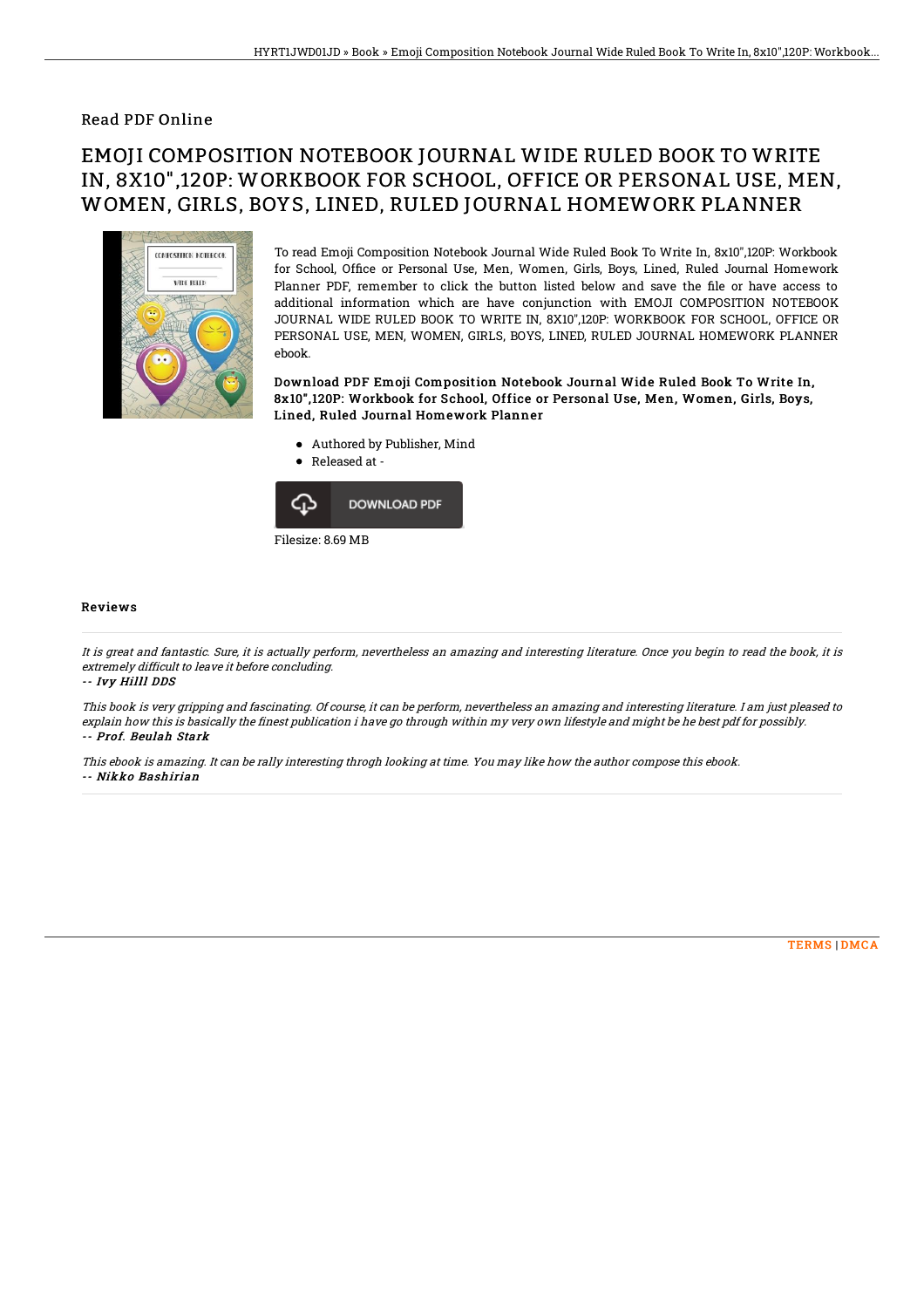Read PDF Online

# EMOJI COMPOSITION NOTEBOOK JOURNAL WIDE RULED BOOK TO WRITE IN, 8X10",120P: WORKBOOK FOR SCHOOL, OFFICE OR PERSONAL USE, MEN, WOMEN, GIRLS, BOYS, LINED, RULED JOURNAL HOMEWORK PLANNER

To read Emoji Composition Notebook Journal Wide Ruled Book To Write In, 8x10",120P: Workbook for School, Office or Personal Use, Men, Women, Girls, Boys, Lined, Ruled Journal Homework Planner PDF, remember to click the button listed below and save the file or have access to additional information which are have conjunction with EMOJI COMPOSITION NOTEBOOK JOURNAL WIDE RULED BOOK TO WRITE IN, 8X10",120P: WORKBOOK FOR SCHOOL, OFFICE OR PERSONAL USE, MEN, WOMEN, GIRLS, BOYS, LINED, RULED JOURNAL HOMEWORK PLANNER ebook.

**Download PDF Emoji Composition Notebook Journal Wide Ruled Book To Write In, 8x10",120P: Workbook for School, Office or Personal Use, Men, Women, Girls, Boys, Lined, Ruled Journal Homework Planner**

- Authored by Publisher, Mind
- Released at -

DOWNLOAD PDF

Filesize: 8.69 MB

## Reviews

*It is great and fantastic. Sure, it is actually perform, nevertheless an amazing and interesting literature. Once you begin to read the book, it is extremely difficult to leave it before concluding.*

*-- Ivy Hilll DDS*

*This book is very gripping and fascinating. Of course, it can be perform, nevertheless an amazing and interesting literature. I am just pleased to explain how this is basically the finest publication i have go through within my very own lifestyle and might be he best pdf for possibly.*

*-- Prof. Beulah Stark*

*This ebook is amazing. It can be rally interesting throgh looking at time. You may like how the author compose this ebook.*

*-- Nikko Bashirian*

TERMS | DMCA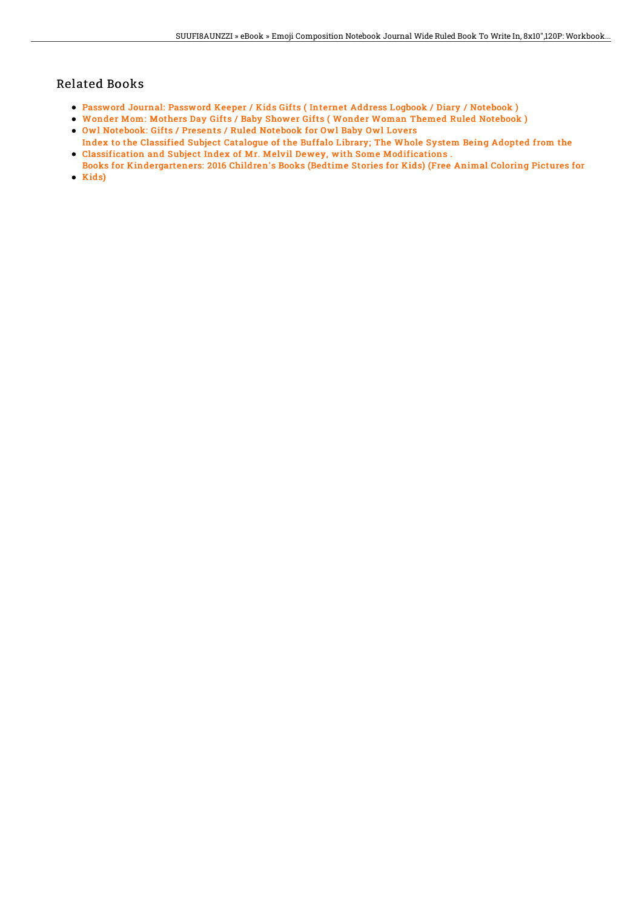## Related Books

- Password Journal: Password Keeper / Kids Gifts ( Internet Address Logbook / Diary / Notebook )
- Wonder Mom: Mothers Day Gifts / Baby Shower Gifts ( Wonder Woman Themed Ruled Notebook )
- Owl Notebook: Gifts / Presents / Ruled Notebook for Owl Baby Owl Lovers
- Index to the Classified Subject Catalogue of the Buffalo Library; The Whole System Being Adopted from the Classification and Subject Index of Mr. Melvil Dewey, with Some Modifications .
- Books for Kindergarteners: 2016 Children's Books (Bedtime Stories for Kids) (Free Animal Coloring Pictures for Kids)